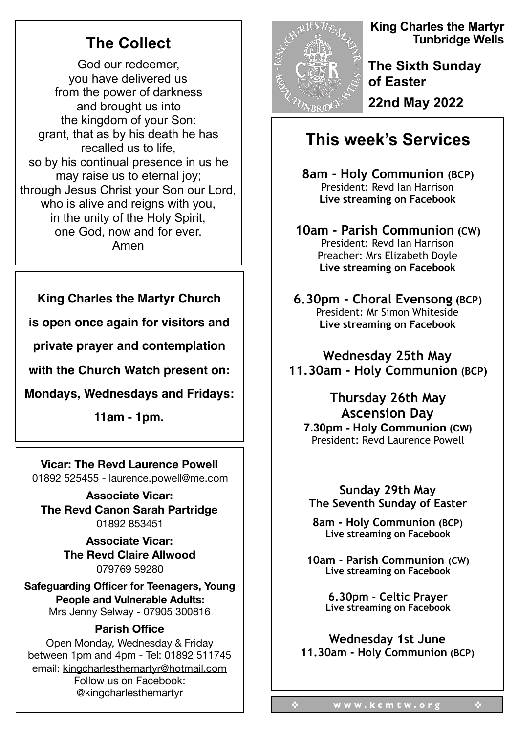## The Collect

God our redeemer,
you have delivered us
from the power of darkness
and brought us into
the kingdom of your Son:
grant, that as by his death he has recalled us to life,
so by his continual presence in us he may raise us to eternal joy;
through Jesus Christ your Son our Lord,
who is alive and reigns with you,
in the unity of the Holy Spirit,
one God, now and for ever.
Amen

**King Charles the Martyr Church is open once again for visitors and private prayer and contemplation with the Church Watch present on: Mondays, Wednesdays and Fridays: 11am - 1pm.**

**Vicar: The Revd Laurence Powell**
01892 525455 - laurence.powell@me.com

**Associate Vicar: The Revd Canon Sarah Partridge**
01892 853451

**Associate Vicar: The Revd Claire Allwood**
079769 59280

**Safeguarding Officer for Teenagers, Young People and Vulnerable Adults:**
Mrs Jenny Selway - 07905 300816

**Parish Office**
Open Monday, Wednesday & Friday between 1pm and 4pm - Tel: 01892 511745
email: kingcharlesthemartyr@hotmail.com
Follow us on Facebook: @kingcharlesthemartyr

**King Charles the Martyr Tunbridge Wells**

**The Sixth Sunday of Easter**

**22nd May 2022**

# This week's Services

**8am - Holy Communion (BCP)**
President: Revd Ian Harrison
**Live streaming on Facebook**

**10am - Parish Communion (CW)**
President: Revd Ian Harrison
Preacher: Mrs Elizabeth Doyle
**Live streaming on Facebook**

**6.30pm - Choral Evensong (BCP)**
President: Mr Simon Whiteside
**Live streaming on Facebook**

**Wednesday 25th May**
**11.30am - Holy Communion (BCP)**

**Thursday 26th May**
**Ascension Day**
**7.30pm - Holy Communion (CW)**
President: Revd Laurence Powell

**Sunday 29th May**
**The Seventh Sunday of Easter**

**8am - Holy Communion (BCP)**
**Live streaming on Facebook**

**10am - Parish Communion (CW)**
**Live streaming on Facebook**

**6.30pm - Celtic Prayer**
**Live streaming on Facebook**

**Wednesday 1st June**
**11.30am - Holy Communion (BCP)**

www.kcmtw.org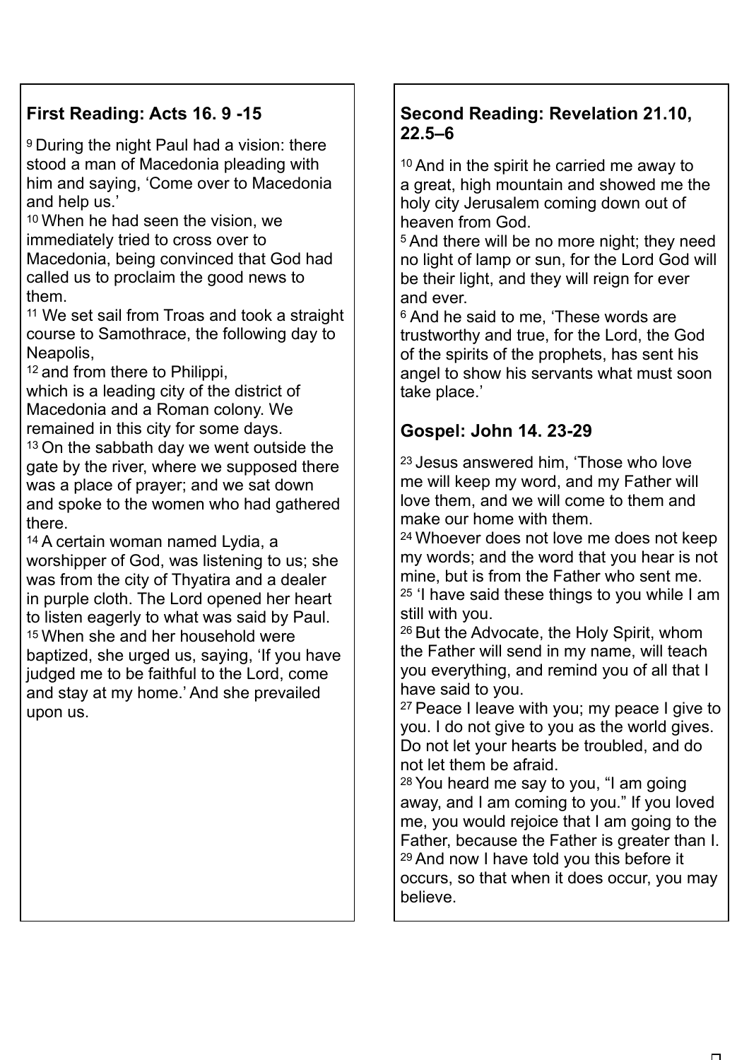## First Reading: Acts 16. 9 -15

[9] During the night Paul had a vision: there stood a man of Macedonia pleading with him and saying, 'Come over to Macedonia and help us.'
[10] When he had seen the vision, we immediately tried to cross over to Macedonia, being convinced that God had called us to proclaim the good news to them.
[11] We set sail from Troas and took a straight course to Samothrace, the following day to Neapolis,
[12] and from there to Philippi,
which is a leading city of the district of Macedonia and a Roman colony. We remained in this city for some days.
[13] On the sabbath day we went outside the gate by the river, where we supposed there was a place of prayer; and we sat down and spoke to the women who had gathered there.
[14] A certain woman named Lydia, a worshipper of God, was listening to us; she was from the city of Thyatira and a dealer in purple cloth. The Lord opened her heart to listen eagerly to what was said by Paul.
[15] When she and her household were baptized, she urged us, saying, 'If you have judged me to be faithful to the Lord, come and stay at my home.' And she prevailed upon us.

## Second Reading: Revelation 21.10, 22.5–6

[10] And in the spirit he carried me away to a great, high mountain and showed me the holy city Jerusalem coming down out of heaven from God.
[5] And there will be no more night; they need no light of lamp or sun, for the Lord God will be their light, and they will reign for ever and ever.
[6] And he said to me, 'These words are trustworthy and true, for the Lord, the God of the spirits of the prophets, has sent his angel to show his servants what must soon take place.'

## Gospel: John 14. 23-29

[23] Jesus answered him, 'Those who love me will keep my word, and my Father will love them, and we will come to them and make our home with them.
[24] Whoever does not love me does not keep my words; and the word that you hear is not mine, but is from the Father who sent me.
[25] 'I have said these things to you while I am still with you.
[26] But the Advocate, the Holy Spirit, whom the Father will send in my name, will teach you everything, and remind you of all that I have said to you.
[27] Peace I leave with you; my peace I give to you. I do not give to you as the world gives. Do not let your hearts be troubled, and do not let them be afraid.
[28] You heard me say to you, "I am going away, and I am coming to you." If you loved me, you would rejoice that I am going to the Father, because the Father is greater than I.
[29] And now I have told you this before it occurs, so that when it does occur, you may believe.